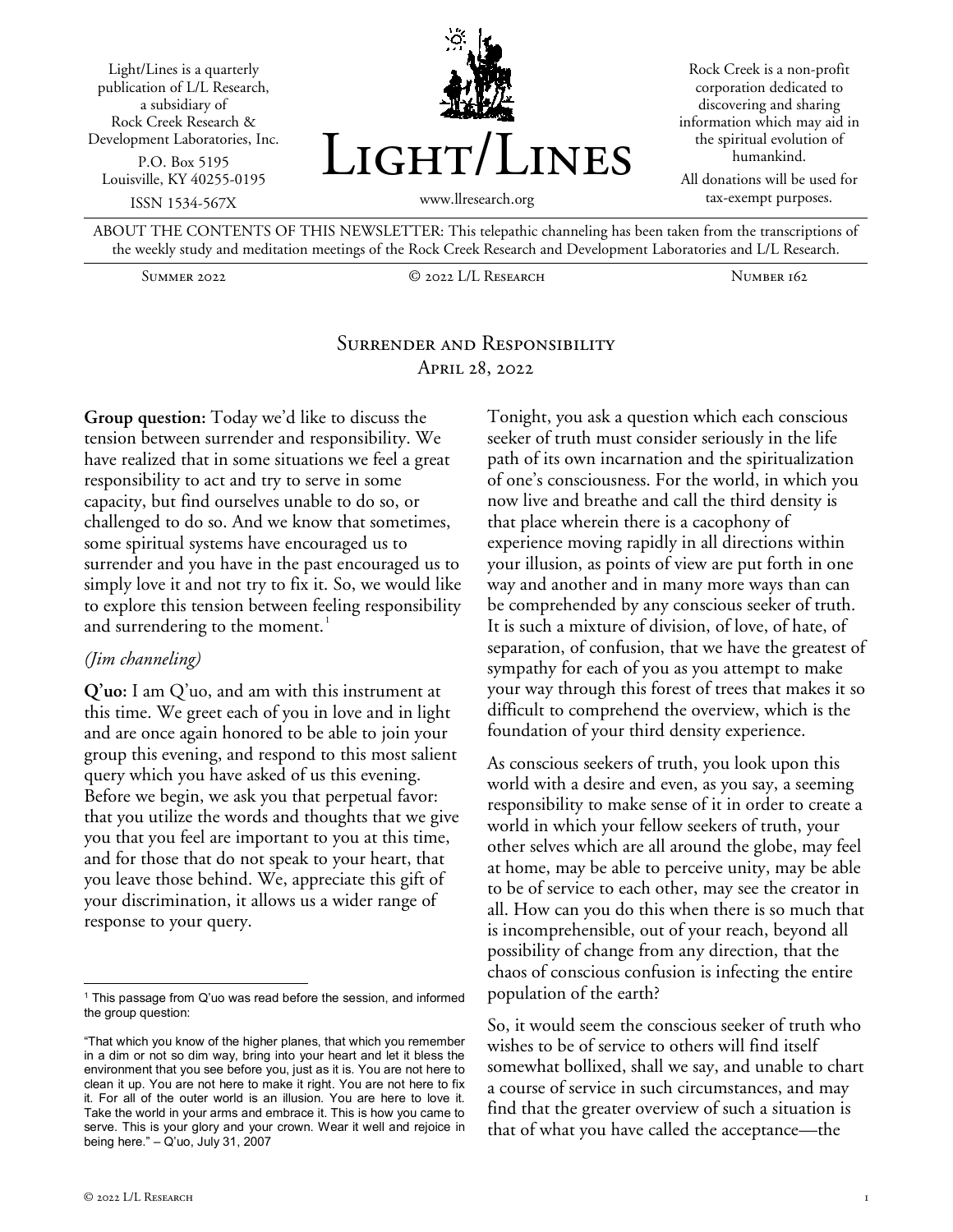Light/Lines is a quarterly publication of L/L Research, a subsidiary of Rock Creek Research & Development Laboratories, Inc.

P.O. Box 5195
Louisville, KY 40255-0195

ISSN 1534-567X

# Light/Lines

www.llresearch.org

Rock Creek is a non-profit corporation dedicated to discovering and sharing information which may aid in the spiritual evolution of humankind.

All donations will be used for tax-exempt purposes.

ABOUT THE CONTENTS OF THIS NEWSLETTER: This telepathic channeling has been taken from the transcriptions of the weekly study and meditation meetings of the Rock Creek Research and Development Laboratories and L/L Research.

Summer 2022 | © 2022 L/L Research | Number 162

## Surrender and Responsibility

April 28, 2022

**Group question:** Today we'd like to discuss the tension between surrender and responsibility. We have realized that in some situations we feel a great responsibility to act and try to serve in some capacity, but find ourselves unable to do so, or challenged to do so. And we know that sometimes, some spiritual systems have encouraged us to surrender and you have in the past encouraged us to simply love it and not try to fix it. So, we would like to explore this tension between feeling responsibility and surrendering to the moment.[1]

*(Jim channeling)*

**Q'uo:** I am Q'uo, and am with this instrument at this time. We greet each of you in love and in light and are once again honored to be able to join your group this evening, and respond to this most salient query which you have asked of us this evening. Before we begin, we ask you that perpetual favor: that you utilize the words and thoughts that we give you that you feel are important to you at this time, and for those that do not speak to your heart, that you leave those behind. We, appreciate this gift of your discrimination, it allows us a wider range of response to your query.

Tonight, you ask a question which each conscious seeker of truth must consider seriously in the life path of its own incarnation and the spiritualization of one's consciousness. For the world, in which you now live and breathe and call the third density is that place wherein there is a cacophony of experience moving rapidly in all directions within your illusion, as points of view are put forth in one way and another and in many more ways than can be comprehended by any conscious seeker of truth. It is such a mixture of division, of love, of hate, of separation, of confusion, that we have the greatest of sympathy for each of you as you attempt to make your way through this forest of trees that makes it so difficult to comprehend the overview, which is the foundation of your third density experience.

As conscious seekers of truth, you look upon this world with a desire and even, as you say, a seeming responsibility to make sense of it in order to create a world in which your fellow seekers of truth, your other selves which are all around the globe, may feel at home, may be able to perceive unity, may be able to be of service to each other, may see the creator in all. How can you do this when there is so much that is incomprehensible, out of your reach, beyond all possibility of change from any direction, that the chaos of conscious confusion is infecting the entire population of the earth?

So, it would seem the conscious seeker of truth who wishes to be of service to others will find itself somewhat bollixed, shall we say, and unable to chart a course of service in such circumstances, and may find that the greater overview of such a situation is that of what you have called the acceptance—the

---

[1] This passage from Q'uo was read before the session, and informed the group question:

"That which you know of the higher planes, that which you remember in a dim or not so dim way, bring into your heart and let it bless the environment that you see before you, just as it is. You are not here to clean it up. You are not here to make it right. You are not here to fix it. For all of the outer world is an illusion. You are here to love it. Take the world in your arms and embrace it. This is how you came to serve. This is your glory and your crown. Wear it well and rejoice in being here." – Q'uo, July 31, 2007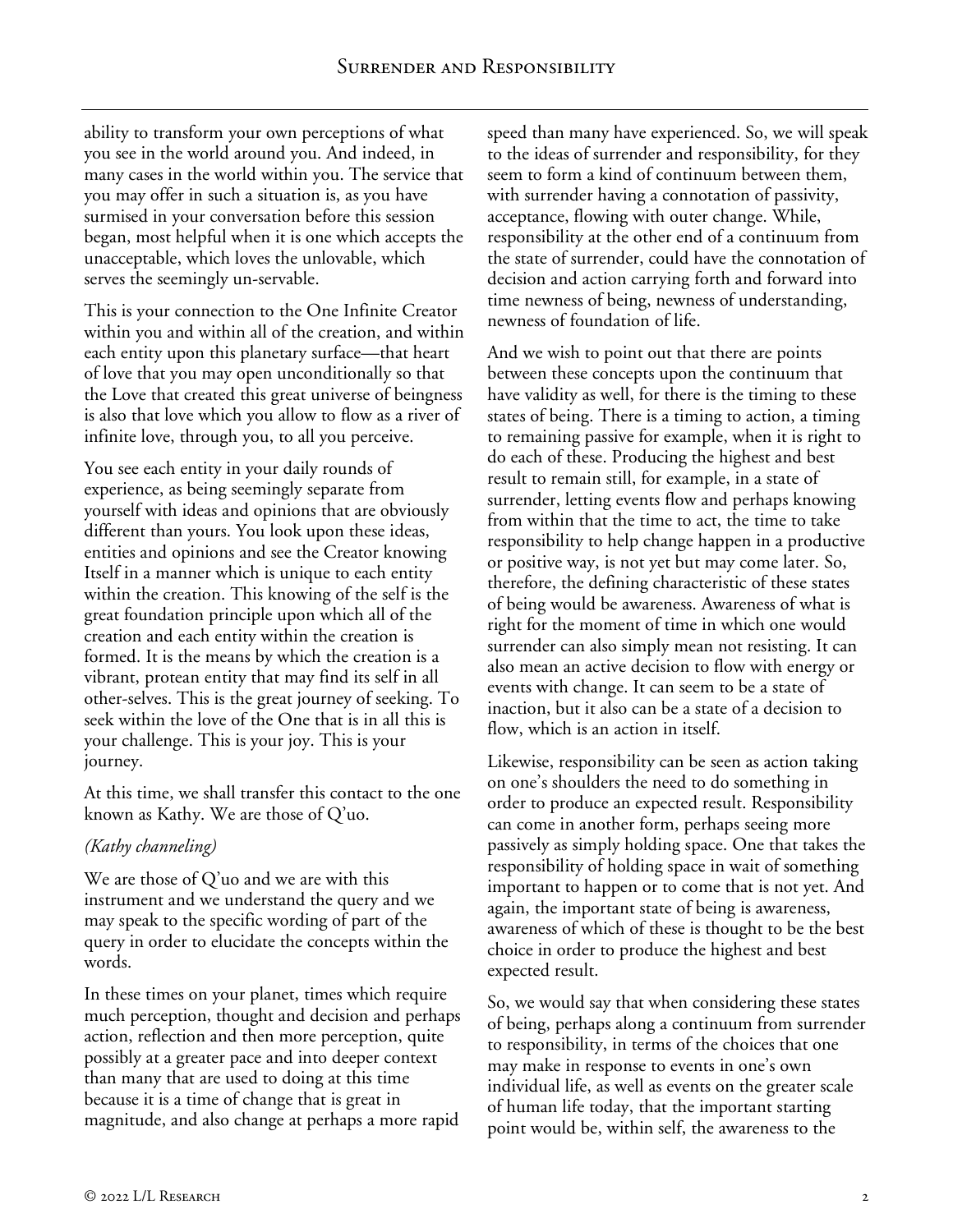ability to transform your own perceptions of what you see in the world around you. And indeed, in many cases in the world within you. The service that you may offer in such a situation is, as you have surmised in your conversation before this session began, most helpful when it is one which accepts the unacceptable, which loves the unlovable, which serves the seemingly un-servable.

This is your connection to the One Infinite Creator within you and within all of the creation, and within each entity upon this planetary surface—that heart of love that you may open unconditionally so that the Love that created this great universe of beingness is also that love which you allow to flow as a river of infinite love, through you, to all you perceive.

You see each entity in your daily rounds of experience, as being seemingly separate from yourself with ideas and opinions that are obviously different than yours. You look upon these ideas, entities and opinions and see the Creator knowing Itself in a manner which is unique to each entity within the creation. This knowing of the self is the great foundation principle upon which all of the creation and each entity within the creation is formed. It is the means by which the creation is a vibrant, protean entity that may find its self in all other-selves. This is the great journey of seeking. To seek within the love of the One that is in all this is your challenge. This is your joy. This is your journey.

At this time, we shall transfer this contact to the one known as Kathy. We are those of Q'uo.

*(Kathy channeling)*

We are those of Q'uo and we are with this instrument and we understand the query and we may speak to the specific wording of part of the query in order to elucidate the concepts within the words.

In these times on your planet, times which require much perception, thought and decision and perhaps action, reflection and then more perception, quite possibly at a greater pace and into deeper context than many that are used to doing at this time because it is a time of change that is great in magnitude, and also change at perhaps a more rapid speed than many have experienced. So, we will speak to the ideas of surrender and responsibility, for they seem to form a kind of continuum between them, with surrender having a connotation of passivity, acceptance, flowing with outer change. While, responsibility at the other end of a continuum from the state of surrender, could have the connotation of decision and action carrying forth and forward into time newness of being, newness of understanding, newness of foundation of life.

And we wish to point out that there are points between these concepts upon the continuum that have validity as well, for there is the timing to these states of being. There is a timing to action, a timing to remaining passive for example, when it is right to do each of these. Producing the highest and best result to remain still, for example, in a state of surrender, letting events flow and perhaps knowing from within that the time to act, the time to take responsibility to help change happen in a productive or positive way, is not yet but may come later. So, therefore, the defining characteristic of these states of being would be awareness. Awareness of what is right for the moment of time in which one would surrender can also simply mean not resisting. It can also mean an active decision to flow with energy or events with change. It can seem to be a state of inaction, but it also can be a state of a decision to flow, which is an action in itself.

Likewise, responsibility can be seen as action taking on one's shoulders the need to do something in order to produce an expected result. Responsibility can come in another form, perhaps seeing more passively as simply holding space. One that takes the responsibility of holding space in wait of something important to happen or to come that is not yet. And again, the important state of being is awareness, awareness of which of these is thought to be the best choice in order to produce the highest and best expected result.

So, we would say that when considering these states of being, perhaps along a continuum from surrender to responsibility, in terms of the choices that one may make in response to events in one's own individual life, as well as events on the greater scale of human life today, that the important starting point would be, within self, the awareness to the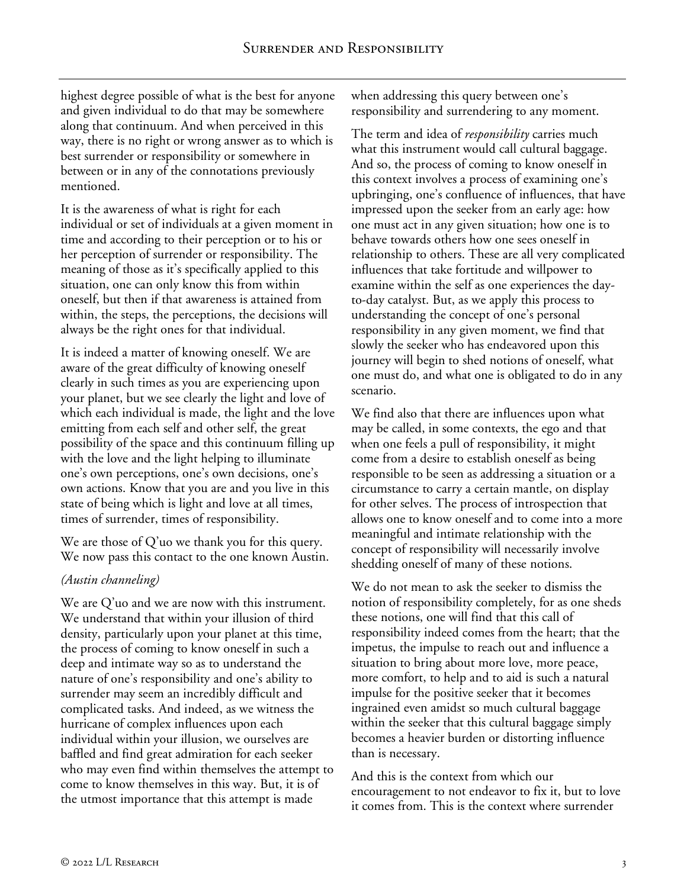highest degree possible of what is the best for anyone and given individual to do that may be somewhere along that continuum. And when perceived in this way, there is no right or wrong answer as to which is best surrender or responsibility or somewhere in between or in any of the connotations previously mentioned.

It is the awareness of what is right for each individual or set of individuals at a given moment in time and according to their perception or to his or her perception of surrender or responsibility. The meaning of those as it's specifically applied to this situation, one can only know this from within oneself, but then if that awareness is attained from within, the steps, the perceptions, the decisions will always be the right ones for that individual.

It is indeed a matter of knowing oneself. We are aware of the great difficulty of knowing oneself clearly in such times as you are experiencing upon your planet, but we see clearly the light and love of which each individual is made, the light and the love emitting from each self and other self, the great possibility of the space and this continuum filling up with the love and the light helping to illuminate one's own perceptions, one's own decisions, one's own actions. Know that you are and you live in this state of being which is light and love at all times, times of surrender, times of responsibility.

We are those of Q'uo we thank you for this query. We now pass this contact to the one known Austin.

*(Austin channeling)*

We are Q'uo and we are now with this instrument. We understand that within your illusion of third density, particularly upon your planet at this time, the process of coming to know oneself in such a deep and intimate way so as to understand the nature of one's responsibility and one's ability to surrender may seem an incredibly difficult and complicated tasks. And indeed, as we witness the hurricane of complex influences upon each individual within your illusion, we ourselves are baffled and find great admiration for each seeker who may even find within themselves the attempt to come to know themselves in this way. But, it is of the utmost importance that this attempt is made when addressing this query between one's responsibility and surrendering to any moment.

The term and idea of *responsibility* carries much what this instrument would call cultural baggage. And so, the process of coming to know oneself in this context involves a process of examining one's upbringing, one's confluence of influences, that have impressed upon the seeker from an early age: how one must act in any given situation; how one is to behave towards others how one sees oneself in relationship to others. These are all very complicated influences that take fortitude and willpower to examine within the self as one experiences the day-to-day catalyst. But, as we apply this process to understanding the concept of one's personal responsibility in any given moment, we find that slowly the seeker who has endeavored upon this journey will begin to shed notions of oneself, what one must do, and what one is obligated to do in any scenario.

We find also that there are influences upon what may be called, in some contexts, the ego and that when one feels a pull of responsibility, it might come from a desire to establish oneself as being responsible to be seen as addressing a situation or a circumstance to carry a certain mantle, on display for other selves. The process of introspection that allows one to know oneself and to come into a more meaningful and intimate relationship with the concept of responsibility will necessarily involve shedding oneself of many of these notions.

We do not mean to ask the seeker to dismiss the notion of responsibility completely, for as one sheds these notions, one will find that this call of responsibility indeed comes from the heart; that the impetus, the impulse to reach out and influence a situation to bring about more love, more peace, more comfort, to help and to aid is such a natural impulse for the positive seeker that it becomes ingrained even amidst so much cultural baggage within the seeker that this cultural baggage simply becomes a heavier burden or distorting influence than is necessary.

And this is the context from which our encouragement to not endeavor to fix it, but to love it comes from. This is the context where surrender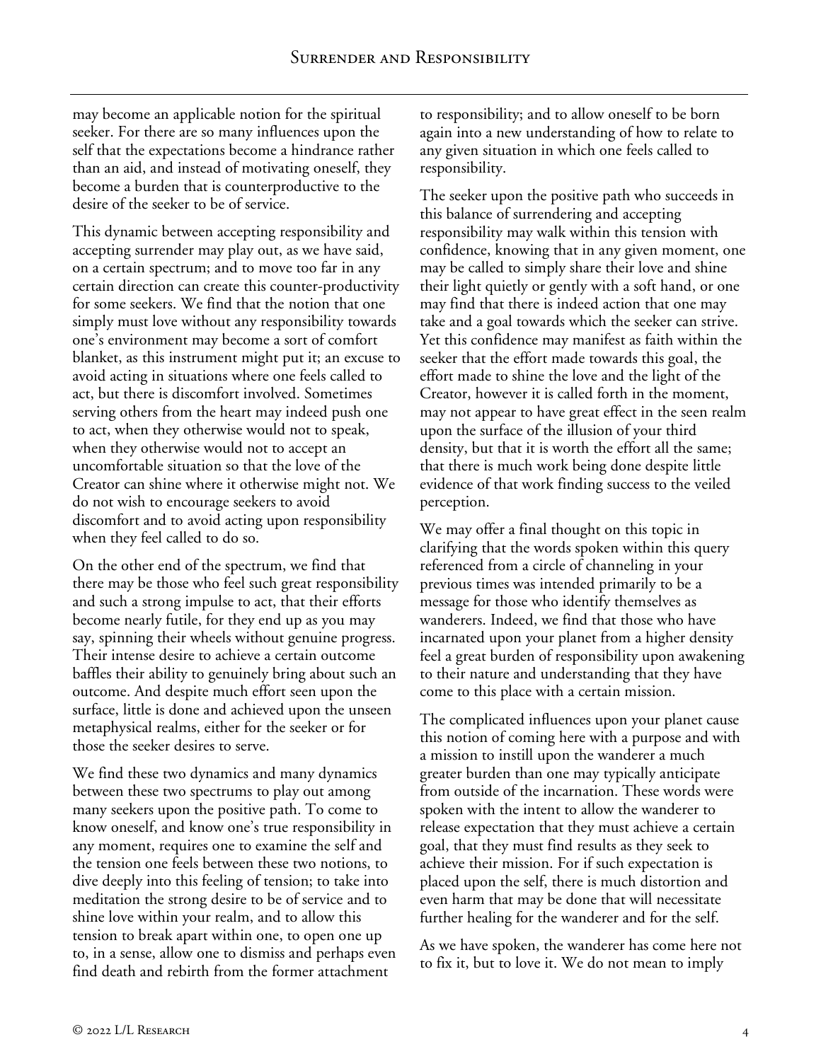may become an applicable notion for the spiritual seeker. For there are so many influences upon the self that the expectations become a hindrance rather than an aid, and instead of motivating oneself, they become a burden that is counterproductive to the desire of the seeker to be of service.

This dynamic between accepting responsibility and accepting surrender may play out, as we have said, on a certain spectrum; and to move too far in any certain direction can create this counter-productivity for some seekers. We find that the notion that one simply must love without any responsibility towards one's environment may become a sort of comfort blanket, as this instrument might put it; an excuse to avoid acting in situations where one feels called to act, but there is discomfort involved. Sometimes serving others from the heart may indeed push one to act, when they otherwise would not to speak, when they otherwise would not to accept an uncomfortable situation so that the love of the Creator can shine where it otherwise might not. We do not wish to encourage seekers to avoid discomfort and to avoid acting upon responsibility when they feel called to do so.

On the other end of the spectrum, we find that there may be those who feel such great responsibility and such a strong impulse to act, that their efforts become nearly futile, for they end up as you may say, spinning their wheels without genuine progress. Their intense desire to achieve a certain outcome baffles their ability to genuinely bring about such an outcome. And despite much effort seen upon the surface, little is done and achieved upon the unseen metaphysical realms, either for the seeker or for those the seeker desires to serve.

We find these two dynamics and many dynamics between these two spectrums to play out among many seekers upon the positive path. To come to know oneself, and know one's true responsibility in any moment, requires one to examine the self and the tension one feels between these two notions, to dive deeply into this feeling of tension; to take into meditation the strong desire to be of service and to shine love within your realm, and to allow this tension to break apart within one, to open one up to, in a sense, allow one to dismiss and perhaps even find death and rebirth from the former attachment to responsibility; and to allow oneself to be born again into a new understanding of how to relate to any given situation in which one feels called to responsibility.

The seeker upon the positive path who succeeds in this balance of surrendering and accepting responsibility may walk within this tension with confidence, knowing that in any given moment, one may be called to simply share their love and shine their light quietly or gently with a soft hand, or one may find that there is indeed action that one may take and a goal towards which the seeker can strive. Yet this confidence may manifest as faith within the seeker that the effort made towards this goal, the effort made to shine the love and the light of the Creator, however it is called forth in the moment, may not appear to have great effect in the seen realm upon the surface of the illusion of your third density, but that it is worth the effort all the same; that there is much work being done despite little evidence of that work finding success to the veiled perception.

We may offer a final thought on this topic in clarifying that the words spoken within this query referenced from a circle of channeling in your previous times was intended primarily to be a message for those who identify themselves as wanderers. Indeed, we find that those who have incarnated upon your planet from a higher density feel a great burden of responsibility upon awakening to their nature and understanding that they have come to this place with a certain mission.

The complicated influences upon your planet cause this notion of coming here with a purpose and with a mission to instill upon the wanderer a much greater burden than one may typically anticipate from outside of the incarnation. These words were spoken with the intent to allow the wanderer to release expectation that they must achieve a certain goal, that they must find results as they seek to achieve their mission. For if such expectation is placed upon the self, there is much distortion and even harm that may be done that will necessitate further healing for the wanderer and for the self.

As we have spoken, the wanderer has come here not to fix it, but to love it. We do not mean to imply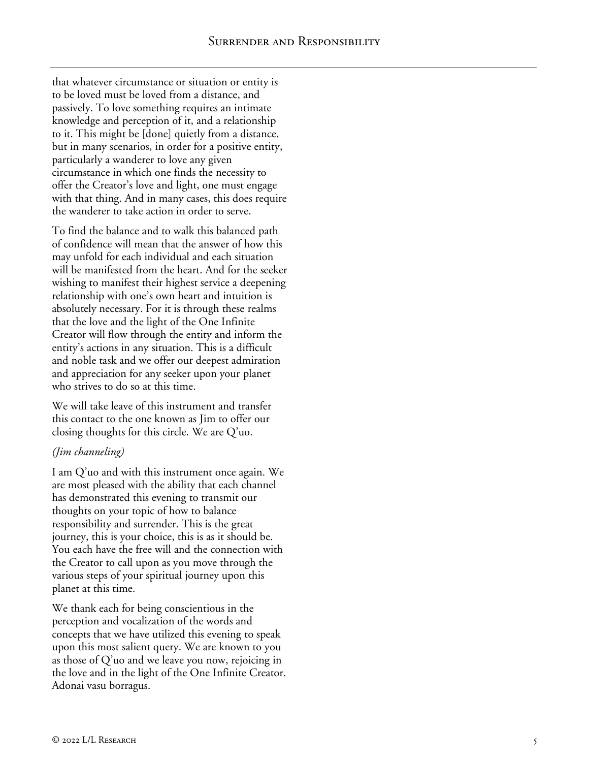that whatever circumstance or situation or entity is to be loved must be loved from a distance, and passively. To love something requires an intimate knowledge and perception of it, and a relationship to it. This might be [done] quietly from a distance, but in many scenarios, in order for a positive entity, particularly a wanderer to love any given circumstance in which one finds the necessity to offer the Creator's love and light, one must engage with that thing. And in many cases, this does require the wanderer to take action in order to serve.

To find the balance and to walk this balanced path of confidence will mean that the answer of how this may unfold for each individual and each situation will be manifested from the heart. And for the seeker wishing to manifest their highest service a deepening relationship with one's own heart and intuition is absolutely necessary. For it is through these realms that the love and the light of the One Infinite Creator will flow through the entity and inform the entity's actions in any situation. This is a difficult and noble task and we offer our deepest admiration and appreciation for any seeker upon your planet who strives to do so at this time.

We will take leave of this instrument and transfer this contact to the one known as Jim to offer our closing thoughts for this circle. We are Q'uo.

*(Jim channeling)*

I am Q'uo and with this instrument once again. We are most pleased with the ability that each channel has demonstrated this evening to transmit our thoughts on your topic of how to balance responsibility and surrender. This is the great journey, this is your choice, this is as it should be. You each have the free will and the connection with the Creator to call upon as you move through the various steps of your spiritual journey upon this planet at this time.

We thank each for being conscientious in the perception and vocalization of the words and concepts that we have utilized this evening to speak upon this most salient query. We are known to you as those of Q'uo and we leave you now, rejoicing in the love and in the light of the One Infinite Creator. Adonai vasu borragus.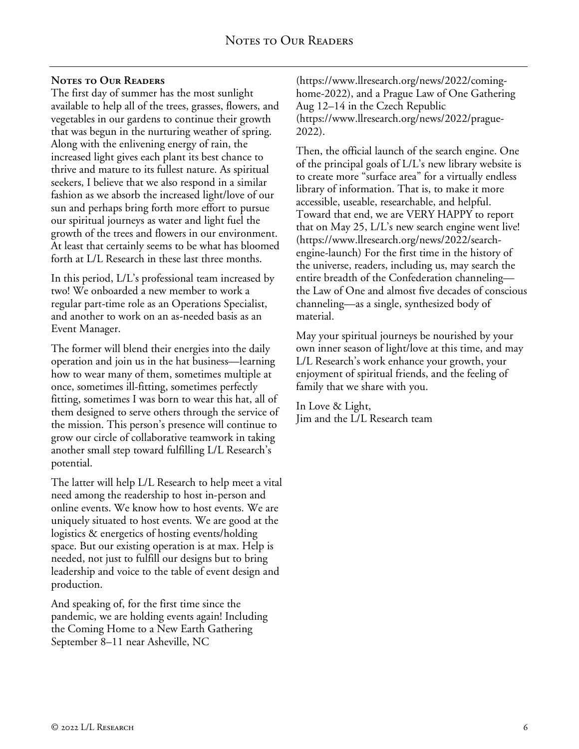## Notes to Our Readers

The first day of summer has the most sunlight available to help all of the trees, grasses, flowers, and vegetables in our gardens to continue their growth that was begun in the nurturing weather of spring. Along with the enlivening energy of rain, the increased light gives each plant its best chance to thrive and mature to its fullest nature. As spiritual seekers, I believe that we also respond in a similar fashion as we absorb the increased light/love of our sun and perhaps bring forth more effort to pursue our spiritual journeys as water and light fuel the growth of the trees and flowers in our environment. At least that certainly seems to be what has bloomed forth at L/L Research in these last three months.

In this period, L/L's professional team increased by two! We onboarded a new member to work a regular part-time role as an Operations Specialist, and another to work on an as-needed basis as an Event Manager.

The former will blend their energies into the daily operation and join us in the hat business—learning how to wear many of them, sometimes multiple at once, sometimes ill-fitting, sometimes perfectly fitting, sometimes I was born to wear this hat, all of them designed to serve others through the service of the mission. This person's presence will continue to grow our circle of collaborative teamwork in taking another small step toward fulfilling L/L Research's potential.

The latter will help L/L Research to help meet a vital need among the readership to host in-person and online events. We know how to host events. We are uniquely situated to host events. We are good at the logistics & energetics of hosting events/holding space. But our existing operation is at max. Help is needed, not just to fulfill our designs but to bring leadership and voice to the table of event design and production.

And speaking of, for the first time since the pandemic, we are holding events again! Including the Coming Home to a New Earth Gathering September 8–11 near Asheville, NC (https://www.llresearch.org/news/2022/coming-home-2022), and a Prague Law of One Gathering Aug 12–14 in the Czech Republic (https://www.llresearch.org/news/2022/prague-2022).

Then, the official launch of the search engine. One of the principal goals of L/L's new library website is to create more "surface area" for a virtually endless library of information. That is, to make it more accessible, useable, researchable, and helpful. Toward that end, we are VERY HAPPY to report that on May 25, L/L's new search engine went live! (https://www.llresearch.org/news/2022/search-engine-launch) For the first time in the history of the universe, readers, including us, may search the entire breadth of the Confederation channeling—the Law of One and almost five decades of conscious channeling—as a single, synthesized body of material.

May your spiritual journeys be nourished by your own inner season of light/love at this time, and may L/L Research's work enhance your growth, your enjoyment of spiritual friends, and the feeling of family that we share with you.

In Love & Light,
Jim and the L/L Research team